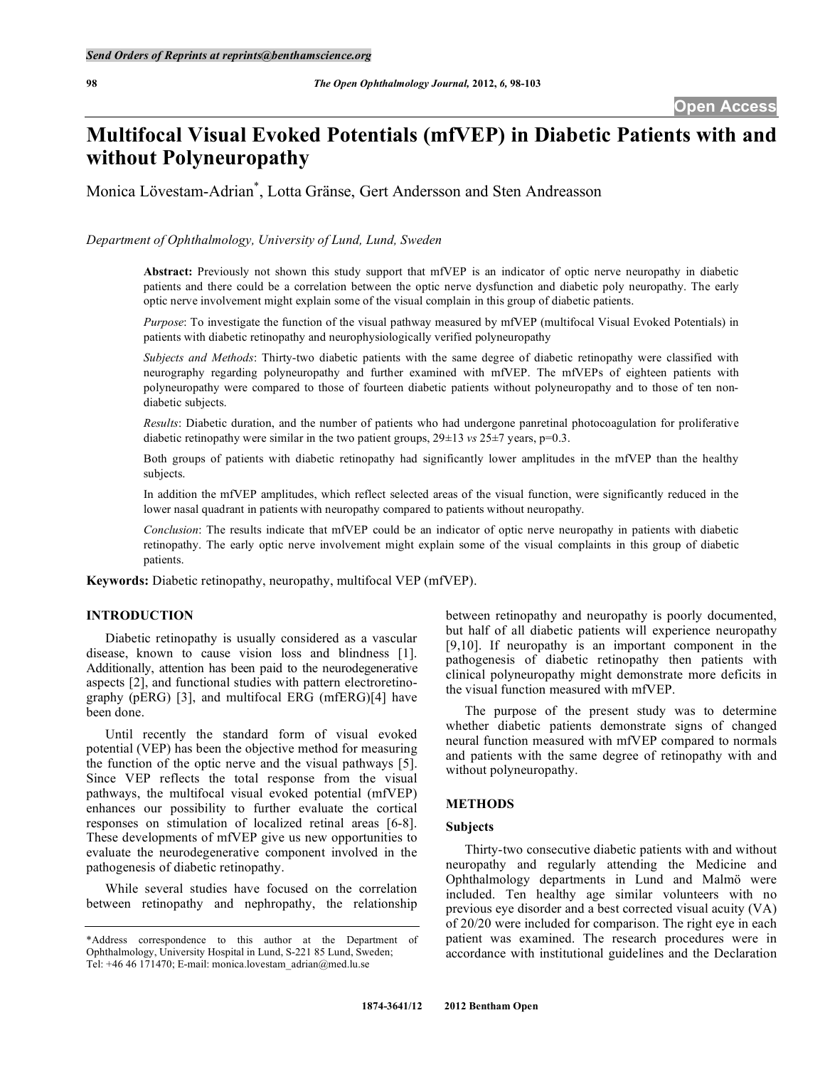# Multifocal Visual Evoked Potentials (mfVEP) in Diabetic Patients with and without Polyneuropathy

Monica Lövestam-Adrian*, Lotta Gränse, Gert Andersson and Sten Andreasson

*Department of Ophthalmology, University of Lund, Lund, Sweden*

**Abstract:** Previously not shown this study support that mfVEP is an indicator of optic nerve neuropathy in diabetic patients and there could be a correlation between the optic nerve dysfunction and diabetic poly neuropathy. The early optic nerve involvement might explain some of the visual complain in this group of diabetic patients.

*Purpose*: To investigate the function of the visual pathway measured by mfVEP (multifocal Visual Evoked Potentials) in patients with diabetic retinopathy and neurophysiologically verified polyneuropathy

*Subjects and Methods*: Thirty-two diabetic patients with the same degree of diabetic retinopathy were classified with neurography regarding polyneuropathy and further examined with mfVEP. The mfVEPs of eighteen patients with polyneuropathy were compared to those of fourteen diabetic patients without polyneuropathy and to those of ten non-diabetic subjects.

*Results*: Diabetic duration, and the number of patients who had undergone panretinal photocoagulation for proliferative diabetic retinopathy were similar in the two patient groups, 29±13 *vs* 25±7 years, p=0.3.

Both groups of patients with diabetic retinopathy had significantly lower amplitudes in the mfVEP than the healthy subjects.

In addition the mfVEP amplitudes, which reflect selected areas of the visual function, were significantly reduced in the lower nasal quadrant in patients with neuropathy compared to patients without neuropathy.

*Conclusion*: The results indicate that mfVEP could be an indicator of optic nerve neuropathy in patients with diabetic retinopathy. The early optic nerve involvement might explain some of the visual complaints in this group of diabetic patients.

**Keywords:** Diabetic retinopathy, neuropathy, multifocal VEP (mfVEP).

## INTRODUCTION

Diabetic retinopathy is usually considered as a vascular disease, known to cause vision loss and blindness [1]. Additionally, attention has been paid to the neurodegenerative aspects [2], and functional studies with pattern electroretinography (pERG) [3], and multifocal ERG (mfERG)[4] have been done.

Until recently the standard form of visual evoked potential (VEP) has been the objective method for measuring the function of the optic nerve and the visual pathways [5]. Since VEP reflects the total response from the visual pathways, the multifocal visual evoked potential (mfVEP) enhances our possibility to further evaluate the cortical responses on stimulation of localized retinal areas [6-8]. These developments of mfVEP give us new opportunities to evaluate the neurodegenerative component involved in the pathogenesis of diabetic retinopathy.

While several studies have focused on the correlation between retinopathy and nephropathy, the relationship between retinopathy and neuropathy is poorly documented, but half of all diabetic patients will experience neuropathy [9,10]. If neuropathy is an important component in the pathogenesis of diabetic retinopathy then patients with clinical polyneuropathy might demonstrate more deficits in the visual function measured with mfVEP.

The purpose of the present study was to determine whether diabetic patients demonstrate signs of changed neural function measured with mfVEP compared to normals and patients with the same degree of retinopathy with and without polyneuropathy.

## METHODS

### Subjects

Thirty-two consecutive diabetic patients with and without neuropathy and regularly attending the Medicine and Ophthalmology departments in Lund and Malmö were included. Ten healthy age similar volunteers with no previous eye disorder and a best corrected visual acuity (VA) of 20/20 were included for comparison. The right eye in each patient was examined. The research procedures were in accordance with institutional guidelines and the Declaration

*Address correspondence to this author at the Department of Ophthalmology, University Hospital in Lund, S-221 85 Lund, Sweden; Tel: +46 46 171470; E-mail: monica.lovestam_adrian@med.lu.se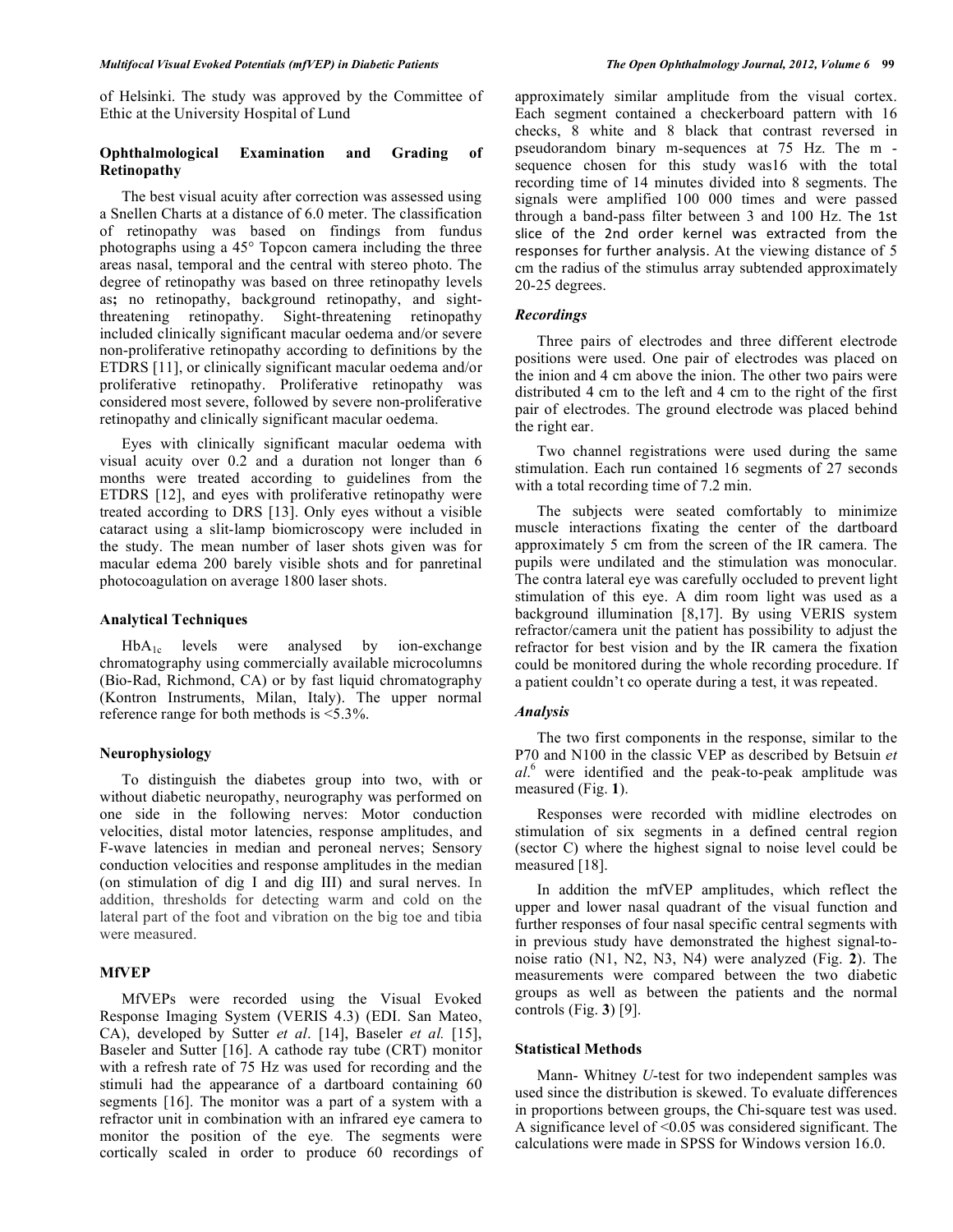of Helsinki. The study was approved by the Committee of Ethic at the University Hospital of Lund

## Ophthalmological Examination and Grading of Retinopathy

The best visual acuity after correction was assessed using a Snellen Charts at a distance of 6.0 meter. The classification of retinopathy was based on findings from fundus photographs using a 45° Topcon camera including the three areas nasal, temporal and the central with stereo photo. The degree of retinopathy was based on three retinopathy levels as**;** no retinopathy, background retinopathy, and sight-threatening retinopathy. Sight-threatening retinopathy included clinically significant macular oedema and/or severe non-proliferative retinopathy according to definitions by the ETDRS [11], or clinically significant macular oedema and/or proliferative retinopathy. Proliferative retinopathy was considered most severe, followed by severe non-proliferative retinopathy and clinically significant macular oedema.

Eyes with clinically significant macular oedema with visual acuity over 0.2 and a duration not longer than 6 months were treated according to guidelines from the ETDRS [12], and eyes with proliferative retinopathy were treated according to DRS [13]. Only eyes without a visible cataract using a slit-lamp biomicroscopy were included in the study. The mean number of laser shots given was for macular edema 200 barely visible shots and for panretinal photocoagulation on average 1800 laser shots.

## Analytical Techniques

$HbA_{1c}$ levels were analysed by ion-exchange chromatography using commercially available microcolumns (Bio-Rad, Richmond, CA) or by fast liquid chromatography (Kontron Instruments, Milan, Italy). The upper normal reference range for both methods is <5.3%.

## Neurophysiology

To distinguish the diabetes group into two, with or without diabetic neuropathy, neurography was performed on one side in the following nerves: Motor conduction velocities, distal motor latencies, response amplitudes, and F-wave latencies in median and peroneal nerves; Sensory conduction velocities and response amplitudes in the median (on stimulation of dig I and dig III) and sural nerves. In addition, thresholds for detecting warm and cold on the lateral part of the foot and vibration on the big toe and tibia were measured.

## MfVEP

MfVEPs were recorded using the Visual Evoked Response Imaging System (VERIS 4.3) (EDI. San Mateo, CA), developed by Sutter *et al*. [14], Baseler *et al.* [15], Baseler and Sutter [16]. A cathode ray tube (CRT) monitor with a refresh rate of 75 Hz was used for recording and the stimuli had the appearance of a dartboard containing 60 segments [16]. The monitor was a part of a system with a refractor unit in combination with an infrared eye camera to monitor the position of the eye. The segments were cortically scaled in order to produce 60 recordings of approximately similar amplitude from the visual cortex. Each segment contained a checkerboard pattern with 16 checks, 8 white and 8 black that contrast reversed in pseudorandom binary m-sequences at 75 Hz. The m - sequence chosen for this study was16 with the total recording time of 14 minutes divided into 8 segments. The signals were amplified 100 000 times and were passed through a band-pass filter between 3 and 100 Hz. The 1st slice of the 2nd order kernel was extracted from the responses for further analysis. At the viewing distance of 5 cm the radius of the stimulus array subtended approximately 20-25 degrees.

### *Recordings*

Three pairs of electrodes and three different electrode positions were used. One pair of electrodes was placed on the inion and 4 cm above the inion. The other two pairs were distributed 4 cm to the left and 4 cm to the right of the first pair of electrodes. The ground electrode was placed behind the right ear.

Two channel registrations were used during the same stimulation. Each run contained 16 segments of 27 seconds with a total recording time of 7.2 min.

The subjects were seated comfortably to minimize muscle interactions fixating the center of the dartboard approximately 5 cm from the screen of the IR camera. The pupils were undilated and the stimulation was monocular. The contra lateral eye was carefully occluded to prevent light stimulation of this eye. A dim room light was used as a background illumination [8,17]. By using VERIS system refractor/camera unit the patient has possibility to adjust the refractor for best vision and by the IR camera the fixation could be monitored during the whole recording procedure. If a patient couldn't co operate during a test, it was repeated.

### *Analysis*

The two first components in the response, similar to the P70 and N100 in the classic VEP as described by Betsuin *et al*.[6] were identified and the peak-to-peak amplitude was measured (Fig. **1**).

Responses were recorded with midline electrodes on stimulation of six segments in a defined central region (sector C) where the highest signal to noise level could be measured [18].

In addition the mfVEP amplitudes, which reflect the upper and lower nasal quadrant of the visual function and further responses of four nasal specific central segments with in previous study have demonstrated the highest signal-to-noise ratio (N1, N2, N3, N4) were analyzed (Fig. **2**). The measurements were compared between the two diabetic groups as well as between the patients and the normal controls (Fig. **3**) [9].

## Statistical Methods

Mann- Whitney *U*-test for two independent samples was used since the distribution is skewed. To evaluate differences in proportions between groups, the Chi-square test was used. A significance level of <0.05 was considered significant. The calculations were made in SPSS for Windows version 16.0.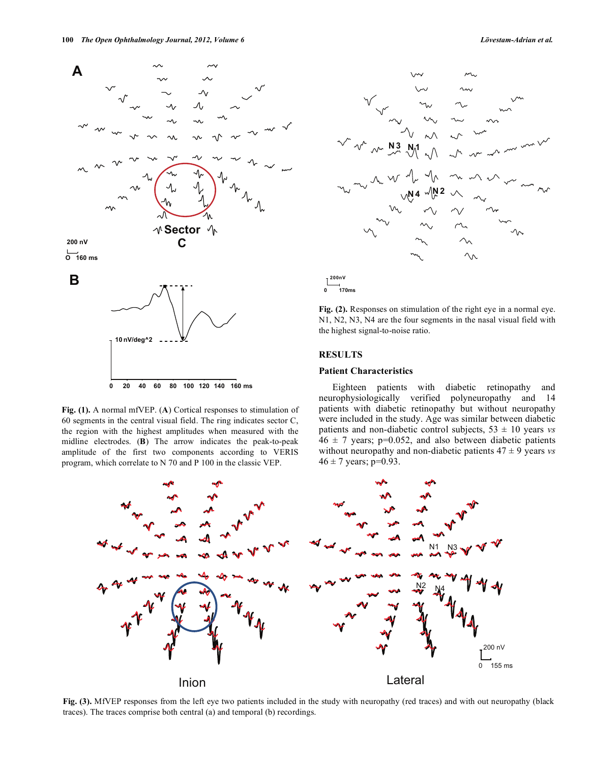A

Sector C

200 nV

0 160 ms

B

10 nV/deg^2

0 20 40 60 80 100 120 140 160 ms

**Fig. (1).** A normal mfVEP. (**A**) Cortical responses to stimulation of 60 segments in the central visual field. The ring indicates sector C, the region with the highest amplitudes when measured with the midline electrodes. (**B**) The arrow indicates the peak-to-peak amplitude of the first two components according to VERIS program, which correlate to N 70 and P 100 in the classic VEP.

N3 N1

N4 N2

200nV

0 170ms

**Fig. (2).** Responses on stimulation of the right eye in a normal eye. N1, N2, N3, N4 are the four segments in the nasal visual field with the highest signal-to-noise ratio.

## RESULTS

### Patient Characteristics

Eighteen patients with diabetic retinopathy and neurophysiologically verified polyneuropathy and 14 patients with diabetic retinopathy but without neuropathy were included in the study. Age was similar between diabetic patients and non-diabetic control subjects, 53 ± 10 years *vs* 46 ± 7 years; p=0.052, and also between diabetic patients without neuropathy and non-diabetic patients 47 ± 9 years *vs* 46 ± 7 years; p=0.93.

N1 N3

N2 N4

200 nV

0 155 ms

Inion

Lateral

**Fig. (3).** MfVEP responses from the left eye two patients included in the study with neuropathy (red traces) and with out neuropathy (black traces). The traces comprise both central (a) and temporal (b) recordings.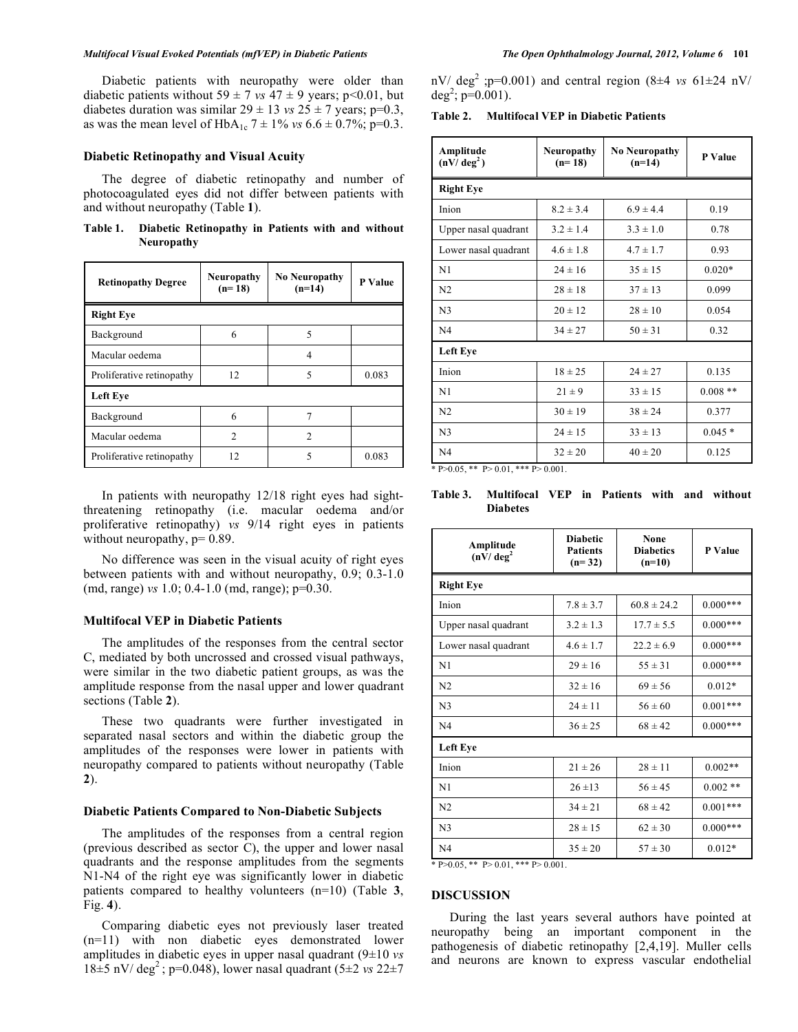Diabetic patients with neuropathy were older than diabetic patients without $59 \pm 7$ *vs* $47 \pm 9$ years; $p<0.01$, but diabetes duration was similar $29 \pm 13$ *vs* $25 \pm 7$ years; p=0.3, as was the mean level of $HbA_{1c}$ $7 \pm 1\%$ *vs* $6.6 \pm 0.7\%$; p=0.3.

### Diabetic Retinopathy and Visual Acuity

The degree of diabetic retinopathy and number of photocoagulated eyes did not differ between patients with and without neuropathy (Table **1**).

**Table 1. Diabetic Retinopathy in Patients with and without Neuropathy**

| Retinopathy Degree | Neuropathy (n= 18) | No Neuropathy (n=14) | P Value |
|---|---|---|---|
| **Right Eye** | | | |
| Background | 6 | 5 | |
| Macular oedema | | 4 | |
| Proliferative retinopathy | 12 | 5 | 0.083 |
| **Left Eye** | | | |
| Background | 6 | 7 | |
| Macular oedema | 2 | 2 | |
| Proliferative retinopathy | 12 | 5 | 0.083 |

In patients with neuropathy 12/18 right eyes had sight-threatening retinopathy (i.e. macular oedema and/or proliferative retinopathy) *vs* 9/14 right eyes in patients without neuropathy, p= 0.89.

No difference was seen in the visual acuity of right eyes between patients with and without neuropathy, 0.9; 0.3-1.0 (md, range) *vs* 1.0; 0.4-1.0 (md, range); p=0.30.

### Multifocal VEP in Diabetic Patients

The amplitudes of the responses from the central sector C, mediated by both uncrossed and crossed visual pathways, were similar in the two diabetic patient groups, as was the amplitude response from the nasal upper and lower quadrant sections (Table **2**).

These two quadrants were further investigated in separated nasal sectors and within the diabetic group the amplitudes of the responses were lower in patients with neuropathy compared to patients without neuropathy (Table **2**).

### Diabetic Patients Compared to Non-Diabetic Subjects

The amplitudes of the responses from a central region (previous described as sector C), the upper and lower nasal quadrants and the response amplitudes from the segments N1-N4 of the right eye was significantly lower in diabetic patients compared to healthy volunteers (n=10) (Table **3**, Fig. **4**).

Comparing diabetic eyes not previously laser treated (n=11) with non diabetic eyes demonstrated lower amplitudes in diabetic eyes in upper nasal quadrant ($9\pm10$ *vs* $18\pm5$ nV/ $deg^2$ ; p=0.048), lower nasal quadrant ($5\pm2$ *vs* $22\pm7$ nV/ $deg^2$ ;p=0.001) and central region ($8\pm4$ *vs* $61\pm24$ nV/ $deg^2$; p=0.001).

**Table 2. Multifocal VEP in Diabetic Patients**

| Amplitude (nV/ $deg^2$) | Neuropathy (n= 18) | No Neuropathy (n=14) | P Value |
|---|---|---|---|
| **Right Eye** | | | |
| Inion | $8.2 \pm 3.4$ | $6.9 \pm 4.4$ | 0.19 |
| Upper nasal quadrant | $3.2 \pm 1.4$ | $3.3 \pm 1.0$ | 0.78 |
| Lower nasal quadrant | $4.6 \pm 1.8$ | $4.7 \pm 1.7$ | 0.93 |
| N1 | $24 \pm 16$ | $35 \pm 15$ | 0.020* |
| N2 | $28 \pm 18$ | $37 \pm 13$ | 0.099 |
| N3 | $20 \pm 12$ | $28 \pm 10$ | 0.054 |
| N4 | $34 \pm 27$ | $50 \pm 31$ | 0.32 |
| **Left Eye** | | | |
| Inion | $18 \pm 25$ | $24 \pm 27$ | 0.135 |
| N1 | $21 \pm 9$ | $33 \pm 15$ | 0.008 ** |
| N2 | $30 \pm 19$ | $38 \pm 24$ | 0.377 |
| N3 | $24 \pm 15$ | $33 \pm 13$ | 0.045 * |
| N4 | $32 \pm 20$ | $40 \pm 20$ | 0.125 |

* P>0.05, ** P> 0.01, *** P> 0.001.

**Table 3. Multifocal VEP in Patients with and without Diabetes**

| Amplitude (nV/ $deg^2$ | Diabetic Patients (n= 32) | None Diabetics (n=10) | P Value |
|---|---|---|---|
| **Right Eye** | | | |
| Inion | $7.8 \pm 3.7$ | $60.8 \pm 24.2$ | 0.000*** |
| Upper nasal quadrant | $3.2 \pm 1.3$ | $17.7 \pm 5.5$ | 0.000*** |
| Lower nasal quadrant | $4.6 \pm 1.7$ | $22.2 \pm 6.9$ | 0.000*** |
| N1 | $29 \pm 16$ | $55 \pm 31$ | 0.000*** |
| N2 | $32 \pm 16$ | $69 \pm 56$ | 0.012* |
| N3 | $24 \pm 11$ | $56 \pm 60$ | 0.001*** |
| N4 | $36 \pm 25$ | $68 \pm 42$ | 0.000*** |
| **Left Eye** | | | |
| Inion | $21 \pm 26$ | $28 \pm 11$ | 0.002** |
| N1 | $26 \pm 13$ | $56 \pm 45$ | 0.002 ** |
| N2 | $34 \pm 21$ | $68 \pm 42$ | 0.001*** |
| N3 | $28 \pm 15$ | $62 \pm 30$ | 0.000*** |
| N4 | $35 \pm 20$ | $57 \pm 30$ | 0.012* |

* P>0.05, ** P> 0.01, *** P> 0.001.

## DISCUSSION

During the last years several authors have pointed at neuropathy being an important component in the pathogenesis of diabetic retinopathy [2,4,19]. Muller cells and neurons are known to express vascular endothelial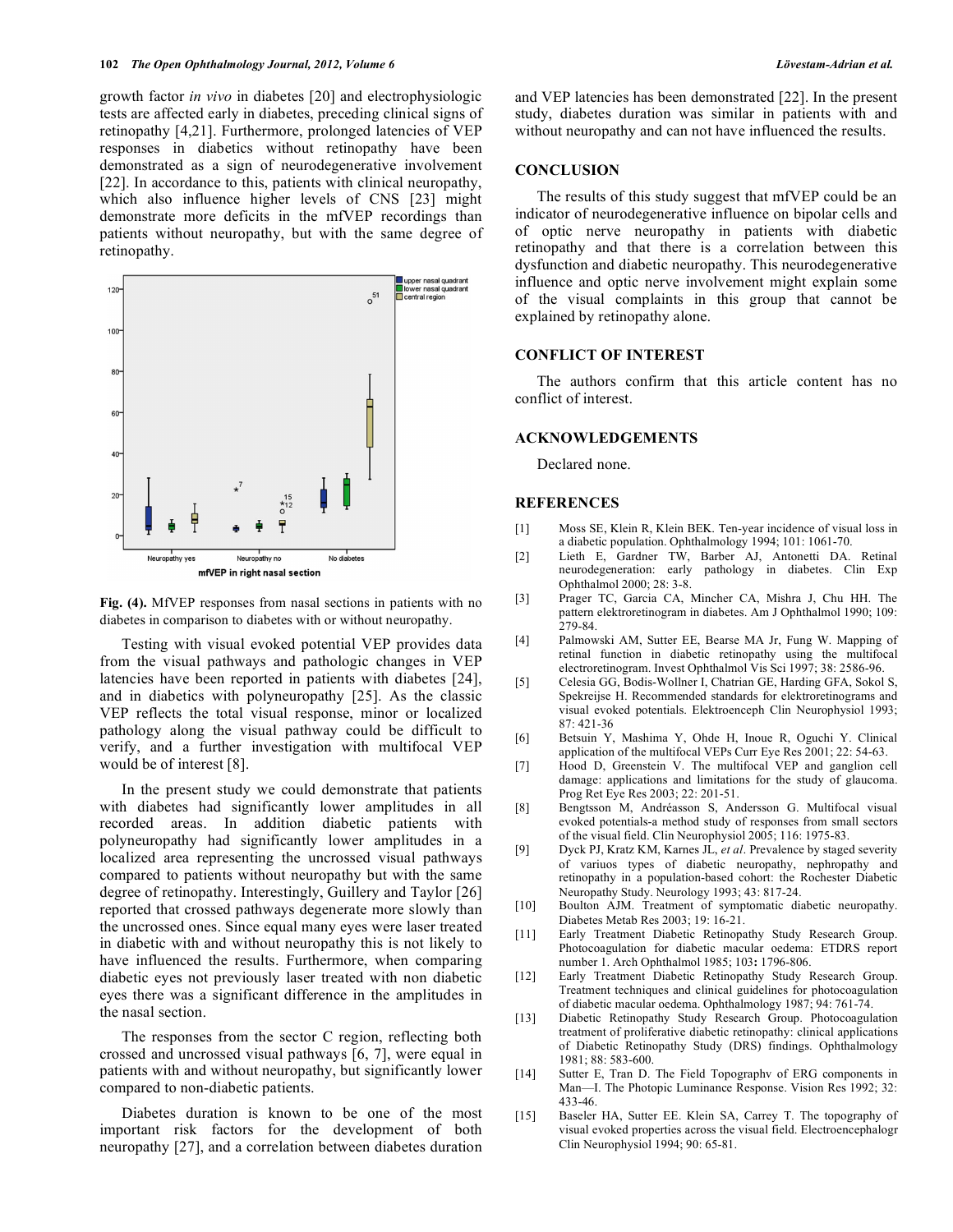growth factor *in vivo* in diabetes [20] and electrophysiologic tests are affected early in diabetes, preceding clinical signs of retinopathy [4,21]. Furthermore, prolonged latencies of VEP responses in diabetics without retinopathy have been demonstrated as a sign of neurodegenerative involvement [22]. In accordance to this, patients with clinical neuropathy, which also influence higher levels of CNS [23] might demonstrate more deficits in the mfVEP recordings than patients without neuropathy, but with the same degree of retinopathy.

upper nasal quadrant
lower nasal quadrant
central region

120
100
80
60
40
20
0

51
7
15
12

Neuropathy yes
Neuropathy no
No diabetes

mfVEP in right nasal section

**Fig. (4).** MfVEP responses from nasal sections in patients with no diabetes in comparison to diabetes with or without neuropathy.

Testing with visual evoked potential VEP provides data from the visual pathways and pathologic changes in VEP latencies have been reported in patients with diabetes [24], and in diabetics with polyneuropathy [25]. As the classic VEP reflects the total visual response, minor or localized pathology along the visual pathway could be difficult to verify, and a further investigation with multifocal VEP would be of interest [8].

In the present study we could demonstrate that patients with diabetes had significantly lower amplitudes in all recorded areas. In addition diabetic patients with polyneuropathy had significantly lower amplitudes in a localized area representing the uncrossed visual pathways compared to patients without neuropathy but with the same degree of retinopathy. Interestingly, Guillery and Taylor [26] reported that crossed pathways degenerate more slowly than the uncrossed ones. Since equal many eyes were laser treated in diabetic with and without neuropathy this is not likely to have influenced the results. Furthermore, when comparing diabetic eyes not previously laser treated with non diabetic eyes there was a significant difference in the amplitudes in the nasal section.

The responses from the sector C region, reflecting both crossed and uncrossed visual pathways [6, 7], were equal in patients with and without neuropathy, but significantly lower compared to non-diabetic patients.

Diabetes duration is known to be one of the most important risk factors for the development of both neuropathy [27], and a correlation between diabetes duration and VEP latencies has been demonstrated [22]. In the present study, diabetes duration was similar in patients with and without neuropathy and can not have influenced the results.

## CONCLUSION

The results of this study suggest that mfVEP could be an indicator of neurodegenerative influence on bipolar cells and of optic nerve neuropathy in patients with diabetic retinopathy and that there is a correlation between this dysfunction and diabetic neuropathy. This neurodegenerative influence and optic nerve involvement might explain some of the visual complaints in this group that cannot be explained by retinopathy alone.

## CONFLICT OF INTEREST

The authors confirm that this article content has no conflict of interest.

## ACKNOWLEDGEMENTS

Declared none.

## REFERENCES

[1] Moss SE, Klein R, Klein BEK. Ten-year incidence of visual loss in a diabetic population. Ophthalmology 1994; 101: 1061-70.

[2] Lieth E, Gardner TW, Barber AJ, Antonetti DA. Retinal neurodegeneration: early pathology in diabetes. Clin Exp Ophthalmol 2000; 28: 3-8.

[3] Prager TC, Garcia CA, Mincher CA, Mishra J, Chu HH. The pattern elektroretinogram in diabetes. Am J Ophthalmol 1990; 109: 279-84.

[4] Palmowski AM, Sutter EE, Bearse MA Jr, Fung W. Mapping of retinal function in diabetic retinopathy using the multifocal electroretinogram. Invest Ophthalmol Vis Sci 1997; 38: 2586-96.

[5] Celesia GG, Bodis-Wollner I, Chatrian GE, Harding GFA, Sokol S, Spekreijse H. Recommended standards for elektroretinograms and visual evoked potentials. Elektroenceph Clin Neurophysiol 1993; 87: 421-36

[6] Betsuin Y, Mashima Y, Ohde H, Inoue R, Oguchi Y. Clinical application of the multifocal VEPs Curr Eye Res 2001; 22: 54-63.

[7] Hood D, Greenstein V. The multifocal VEP and ganglion cell damage: applications and limitations for the study of glaucoma. Prog Ret Eye Res 2003; 22: 201-51.

[8] Bengtsson M, Andréasson S, Andersson G. Multifocal visual evoked potentials-a method study of responses from small sectors of the visual field. Clin Neurophysiol 2005; 116: 1975-83.

[9] Dyck PJ, Kratz KM, Karnes JL, *et al*. Prevalence by staged severity of variuos types of diabetic neuropathy, nephropathy and retinopathy in a population-based cohort: the Rochester Diabetic Neuropathy Study. Neurology 1993; 43: 817-24.

[10] Boulton AJM. Treatment of symptomatic diabetic neuropathy. Diabetes Metab Res 2003; 19: 16-21.

[11] Early Treatment Diabetic Retinopathy Study Research Group. Photocoagulation for diabetic macular oedema: ETDRS report number 1. Arch Ophthalmol 1985; 103**:** 1796-806.

[12] Early Treatment Diabetic Retinopathy Study Research Group. Treatment techniques and clinical guidelines for photocoagulation of diabetic macular oedema. Ophthalmology 1987; 94: 761-74.

[13] Diabetic Retinopathy Study Research Group. Photocoagulation treatment of proliferative diabetic retinopathy: clinical applications of Diabetic Retinopathy Study (DRS) findings. Ophthalmology 1981; 88: 583-600.

[14] Sutter E, Tran D. The Field Topography of ERG components in Man—I. The Photopic Luminance Response. Vision Res 1992; 32: 433-46.

[15] Baseler HA, Sutter EE. Klein SA, Carrey T. The topography of visual evoked properties across the visual field. Electroencephalogr Clin Neurophysiol 1994; 90: 65-81.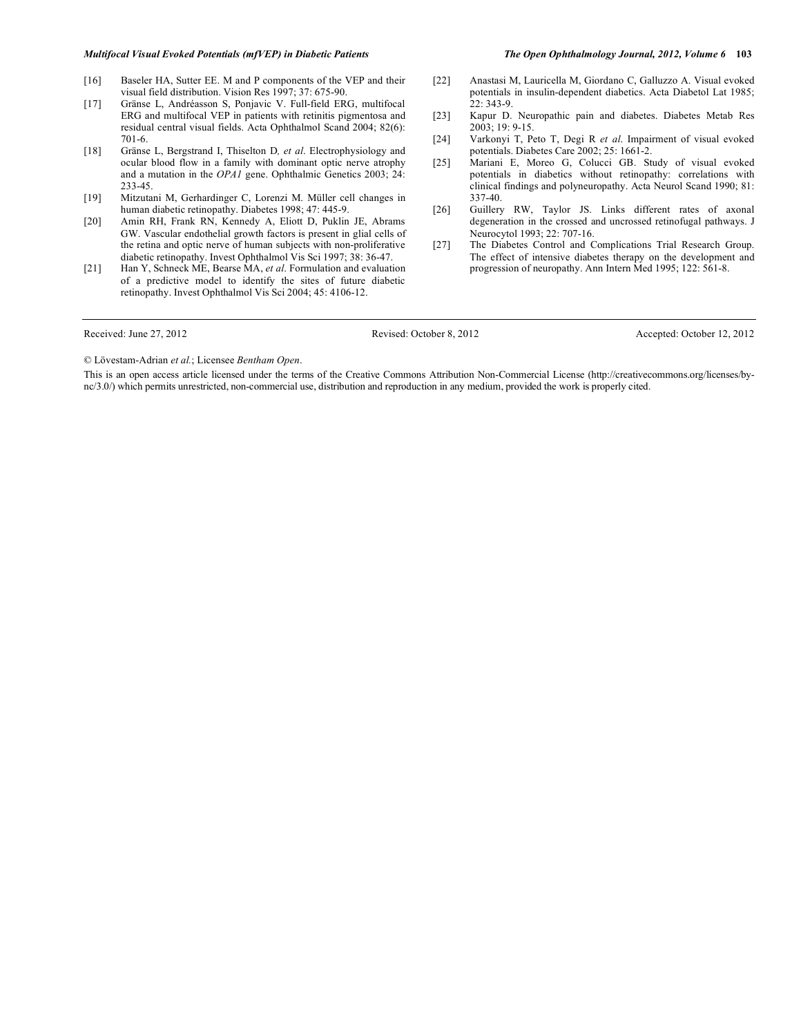[16] Baseler HA, Sutter EE. M and P components of the VEP and their visual field distribution. Vision Res 1997; 37: 675-90.

[17] Gränse L, Andréasson S, Ponjavic V. Full-field ERG, multifocal ERG and multifocal VEP in patients with retinitis pigmentosa and residual central visual fields. Acta Ophthalmol Scand 2004; 82(6): 701-6.

[18] Gränse L, Bergstrand I, Thiselton D*, et al*. Electrophysiology and ocular blood flow in a family with dominant optic nerve atrophy and a mutation in the *OPA1* gene. Ophthalmic Genetics 2003; 24: 233-45.

[19] Mitzutani M, Gerhardinger C, Lorenzi M. Müller cell changes in human diabetic retinopathy. Diabetes 1998; 47: 445-9.

[20] Amin RH, Frank RN, Kennedy A, Eliott D, Puklin JE, Abrams GW. Vascular endothelial growth factors is present in glial cells of the retina and optic nerve of human subjects with non-proliferative diabetic retinopathy. Invest Ophthalmol Vis Sci 1997; 38: 36-47.

[21] Han Y, Schneck ME, Bearse MA, *et al*. Formulation and evaluation of a predictive model to identify the sites of future diabetic retinopathy. Invest Ophthalmol Vis Sci 2004; 45: 4106-12.

[22] Anastasi M, Lauricella M, Giordano C, Galluzzo A. Visual evoked potentials in insulin-dependent diabetics. Acta Diabetol Lat 1985; 22: 343-9.

[23] Kapur D. Neuropathic pain and diabetes. Diabetes Metab Res 2003; 19: 9-15.

[24] Varkonyi T, Peto T, Degi R *et al*. Impairment of visual evoked potentials. Diabetes Care 2002; 25: 1661-2.

[25] Mariani E, Moreo G, Colucci GB. Study of visual evoked potentials in diabetics without retinopathy: correlations with clinical findings and polyneuropathy. Acta Neurol Scand 1990; 81: 337-40.

[26] Guillery RW, Taylor JS. Links different rates of axonal degeneration in the crossed and uncrossed retinofugal pathways. J Neurocytol 1993; 22: 707-16.

[27] The Diabetes Control and Complications Trial Research Group. The effect of intensive diabetes therapy on the development and progression of neuropathy. Ann Intern Med 1995; 122: 561-8.

---

Received: June 27, 2012 Revised: October 8, 2012 Accepted: October 12, 2012

© Lövestam-Adrian *et al.*; Licensee *Bentham Open*.

This is an open access article licensed under the terms of the Creative Commons Attribution Non-Commercial License (http://creativecommons.org/licenses/by-nc/3.0/) which permits unrestricted, non-commercial use, distribution and reproduction in any medium, provided the work is properly cited.